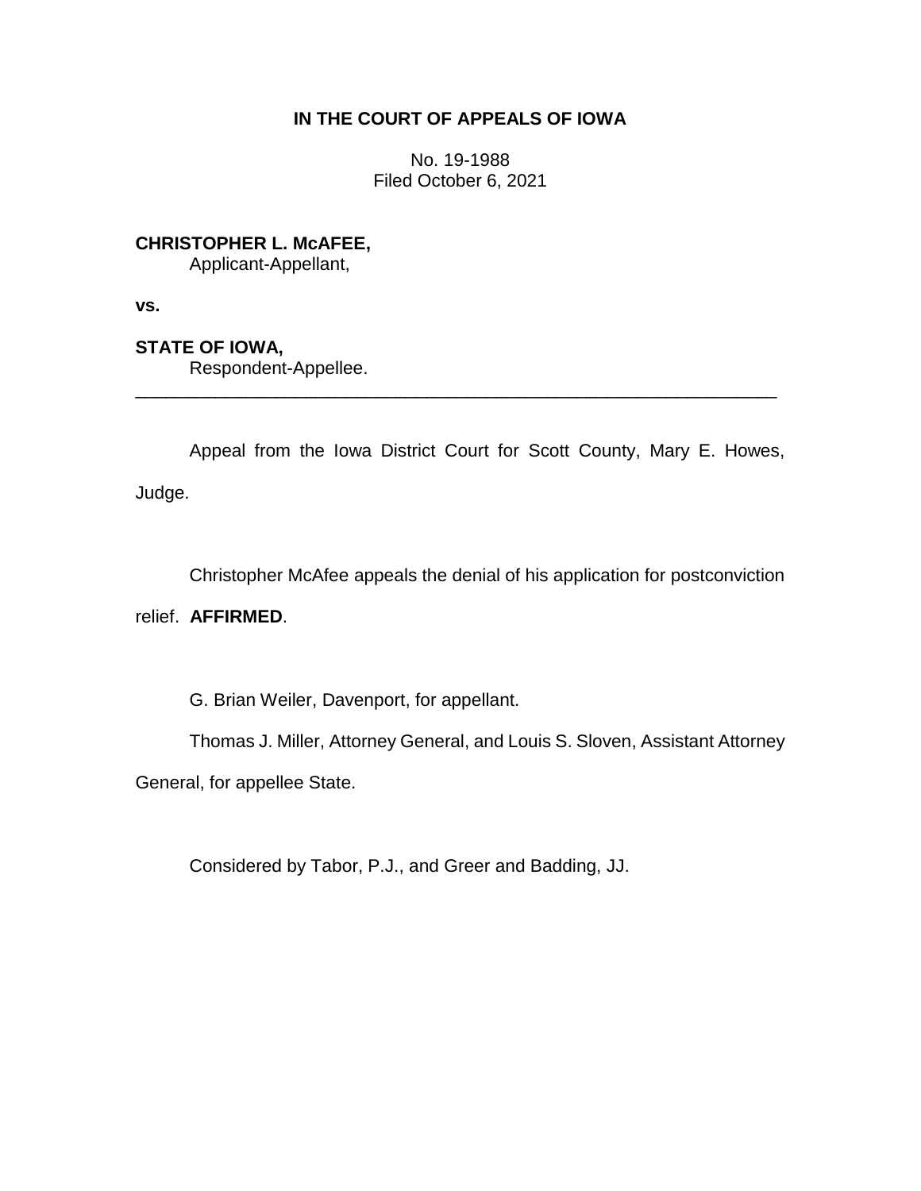**IN THE COURT OF APPEALS OF IOWA**

No. 19-1988
Filed October 6, 2021

**CHRISTOPHER L. McAFEE,**
Applicant-Appellant,

**vs.**

**STATE OF IOWA,**
Respondent-Appellee.

---

Appeal from the Iowa District Court for Scott County, Mary E. Howes, Judge.

Christopher McAfee appeals the denial of his application for postconviction relief. **AFFIRMED**.

G. Brian Weiler, Davenport, for appellant.

Thomas J. Miller, Attorney General, and Louis S. Sloven, Assistant Attorney General, for appellee State.

Considered by Tabor, P.J., and Greer and Badding, JJ.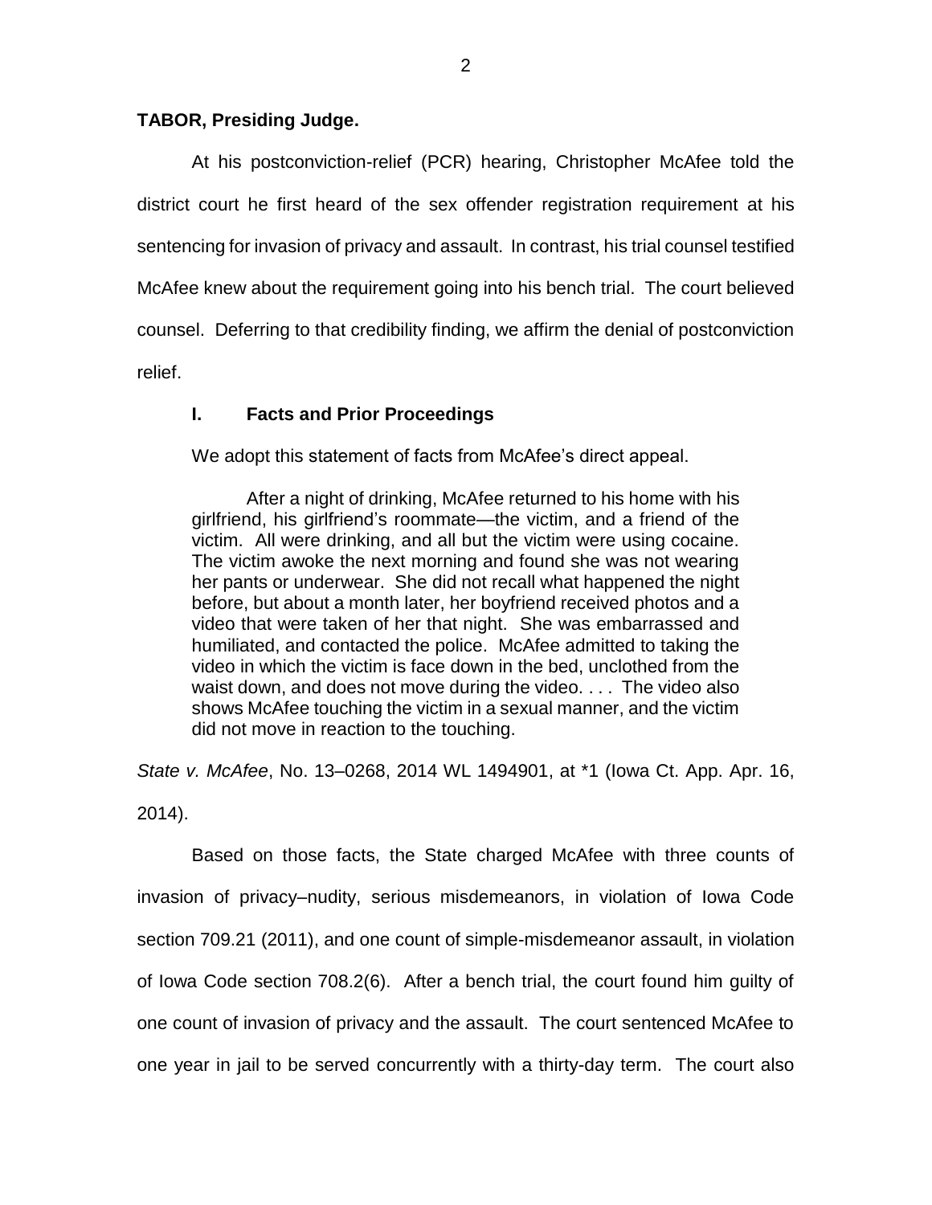**TABOR, Presiding Judge.**

At his postconviction-relief (PCR) hearing, Christopher McAfee told the district court he first heard of the sex offender registration requirement at his sentencing for invasion of privacy and assault. In contrast, his trial counsel testified McAfee knew about the requirement going into his bench trial. The court believed counsel. Deferring to that credibility finding, we affirm the denial of postconviction relief.

## I. Facts and Prior Proceedings

We adopt this statement of facts from McAfee's direct appeal.

> After a night of drinking, McAfee returned to his home with his girlfriend, his girlfriend's roommate—the victim, and a friend of the victim. All were drinking, and all but the victim were using cocaine. The victim awoke the next morning and found she was not wearing her pants or underwear. She did not recall what happened the night before, but about a month later, her boyfriend received photos and a video that were taken of her that night. She was embarrassed and humiliated, and contacted the police. McAfee admitted to taking the video in which the victim is face down in the bed, unclothed from the waist down, and does not move during the video. . . . The video also shows McAfee touching the victim in a sexual manner, and the victim did not move in reaction to the touching.

*State v. McAfee*, No. 13–0268, 2014 WL 1494901, at *1 (Iowa Ct. App. Apr. 16, 2014).

Based on those facts, the State charged McAfee with three counts of invasion of privacy–nudity, serious misdemeanors, in violation of Iowa Code section 709.21 (2011), and one count of simple-misdemeanor assault, in violation of Iowa Code section 708.2(6). After a bench trial, the court found him guilty of one count of invasion of privacy and the assault. The court sentenced McAfee to one year in jail to be served concurrently with a thirty-day term. The court also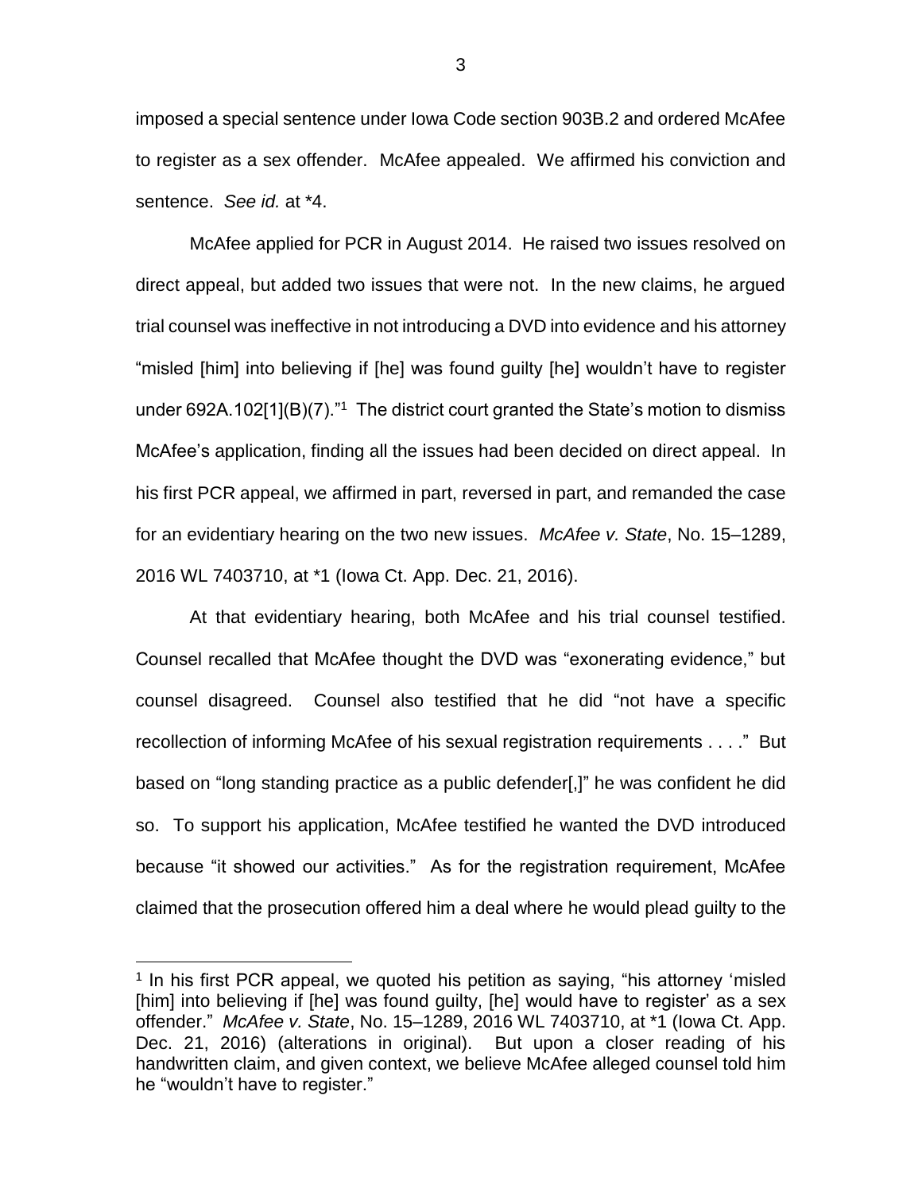imposed a special sentence under Iowa Code section 903B.2 and ordered McAfee to register as a sex offender. McAfee appealed. We affirmed his conviction and sentence. *See id.* at \*4.

McAfee applied for PCR in August 2014. He raised two issues resolved on direct appeal, but added two issues that were not. In the new claims, he argued trial counsel was ineffective in not introducing a DVD into evidence and his attorney "misled [him] into believing if [he] was found guilty [he] wouldn't have to register under 692A.102[1](B)(7)."[1] The district court granted the State's motion to dismiss McAfee's application, finding all the issues had been decided on direct appeal. In his first PCR appeal, we affirmed in part, reversed in part, and remanded the case for an evidentiary hearing on the two new issues. *McAfee v. State*, No. 15–1289, 2016 WL 7403710, at \*1 (Iowa Ct. App. Dec. 21, 2016).

At that evidentiary hearing, both McAfee and his trial counsel testified. Counsel recalled that McAfee thought the DVD was "exonerating evidence," but counsel disagreed. Counsel also testified that he did "not have a specific recollection of informing McAfee of his sexual registration requirements . . . ." But based on "long standing practice as a public defender[,]" he was confident he did so. To support his application, McAfee testified he wanted the DVD introduced because "it showed our activities." As for the registration requirement, McAfee claimed that the prosecution offered him a deal where he would plead guilty to the

[1] In his first PCR appeal, we quoted his petition as saying, "his attorney 'misled [him] into believing if [he] was found guilty, [he] would have to register' as a sex offender." *McAfee v. State*, No. 15–1289, 2016 WL 7403710, at \*1 (Iowa Ct. App. Dec. 21, 2016) (alterations in original). But upon a closer reading of his handwritten claim, and given context, we believe McAfee alleged counsel told him he "wouldn't have to register."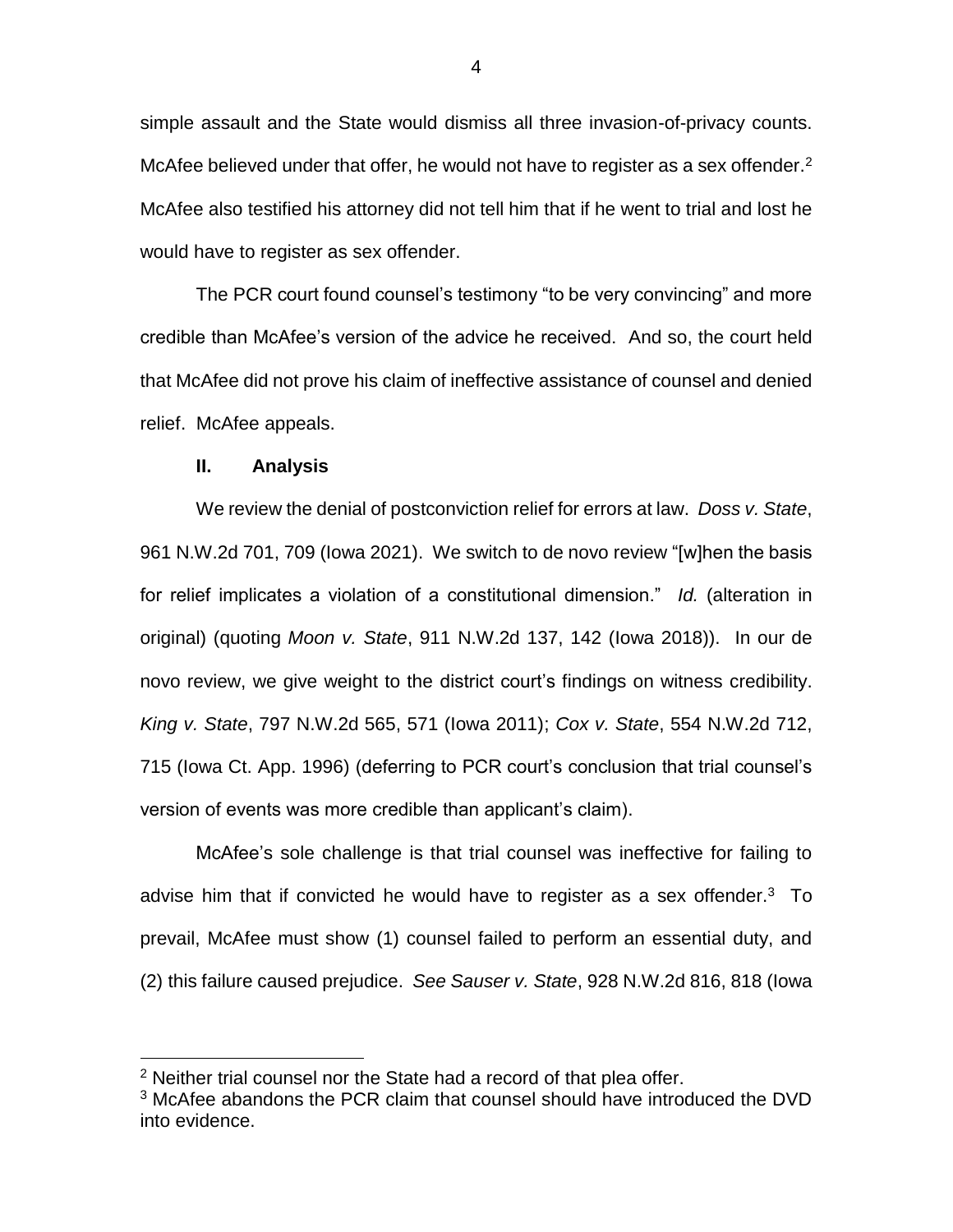simple assault and the State would dismiss all three invasion-of-privacy counts. McAfee believed under that offer, he would not have to register as a sex offender.[2] McAfee also testified his attorney did not tell him that if he went to trial and lost he would have to register as sex offender.

The PCR court found counsel's testimony "to be very convincing" and more credible than McAfee's version of the advice he received. And so, the court held that McAfee did not prove his claim of ineffective assistance of counsel and denied relief. McAfee appeals.

## II. Analysis

We review the denial of postconviction relief for errors at law. *Doss v. State*, 961 N.W.2d 701, 709 (Iowa 2021). We switch to de novo review "[w]hen the basis for relief implicates a violation of a constitutional dimension." *Id.* (alteration in original) (quoting *Moon v. State*, 911 N.W.2d 137, 142 (Iowa 2018)). In our de novo review, we give weight to the district court's findings on witness credibility. *King v. State*, 797 N.W.2d 565, 571 (Iowa 2011); *Cox v. State*, 554 N.W.2d 712, 715 (Iowa Ct. App. 1996) (deferring to PCR court's conclusion that trial counsel's version of events was more credible than applicant's claim).

McAfee's sole challenge is that trial counsel was ineffective for failing to advise him that if convicted he would have to register as a sex offender.[3] To prevail, McAfee must show (1) counsel failed to perform an essential duty, and (2) this failure caused prejudice. *See Sauser v. State*, 928 N.W.2d 816, 818 (Iowa

---

[2] Neither trial counsel nor the State had a record of that plea offer.

[3] McAfee abandons the PCR claim that counsel should have introduced the DVD into evidence.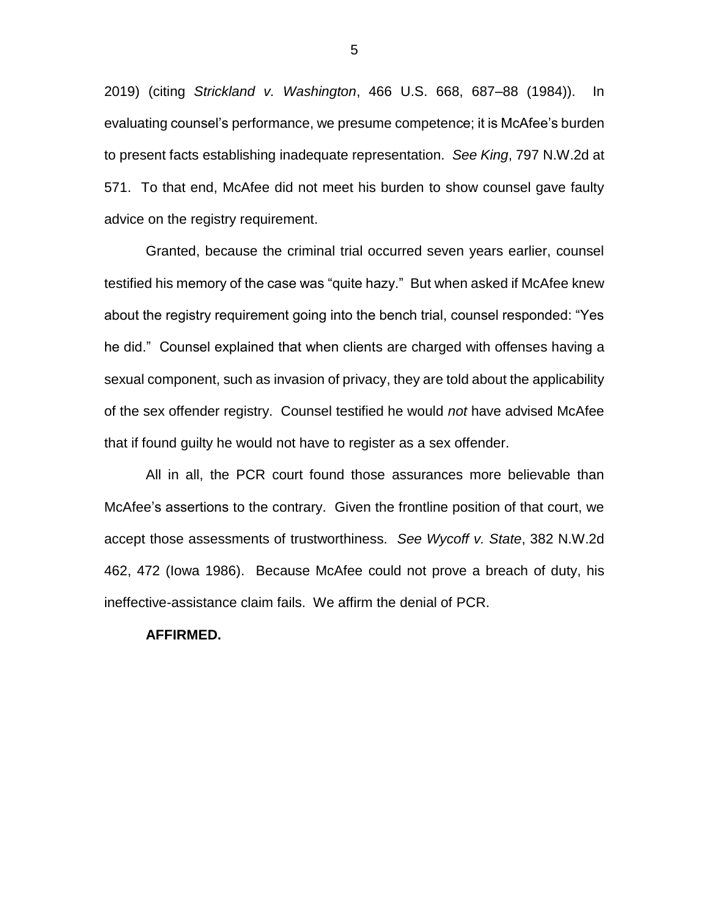2019) (citing *Strickland v. Washington*, 466 U.S. 668, 687–88 (1984)). In evaluating counsel's performance, we presume competence; it is McAfee's burden to present facts establishing inadequate representation. *See King*, 797 N.W.2d at 571. To that end, McAfee did not meet his burden to show counsel gave faulty advice on the registry requirement.

Granted, because the criminal trial occurred seven years earlier, counsel testified his memory of the case was "quite hazy." But when asked if McAfee knew about the registry requirement going into the bench trial, counsel responded: "Yes he did." Counsel explained that when clients are charged with offenses having a sexual component, such as invasion of privacy, they are told about the applicability of the sex offender registry. Counsel testified he would *not* have advised McAfee that if found guilty he would not have to register as a sex offender.

All in all, the PCR court found those assurances more believable than McAfee's assertions to the contrary. Given the frontline position of that court, we accept those assessments of trustworthiness. *See Wycoff v. State*, 382 N.W.2d 462, 472 (Iowa 1986). Because McAfee could not prove a breach of duty, his ineffective-assistance claim fails. We affirm the denial of PCR.

**AFFIRMED.**